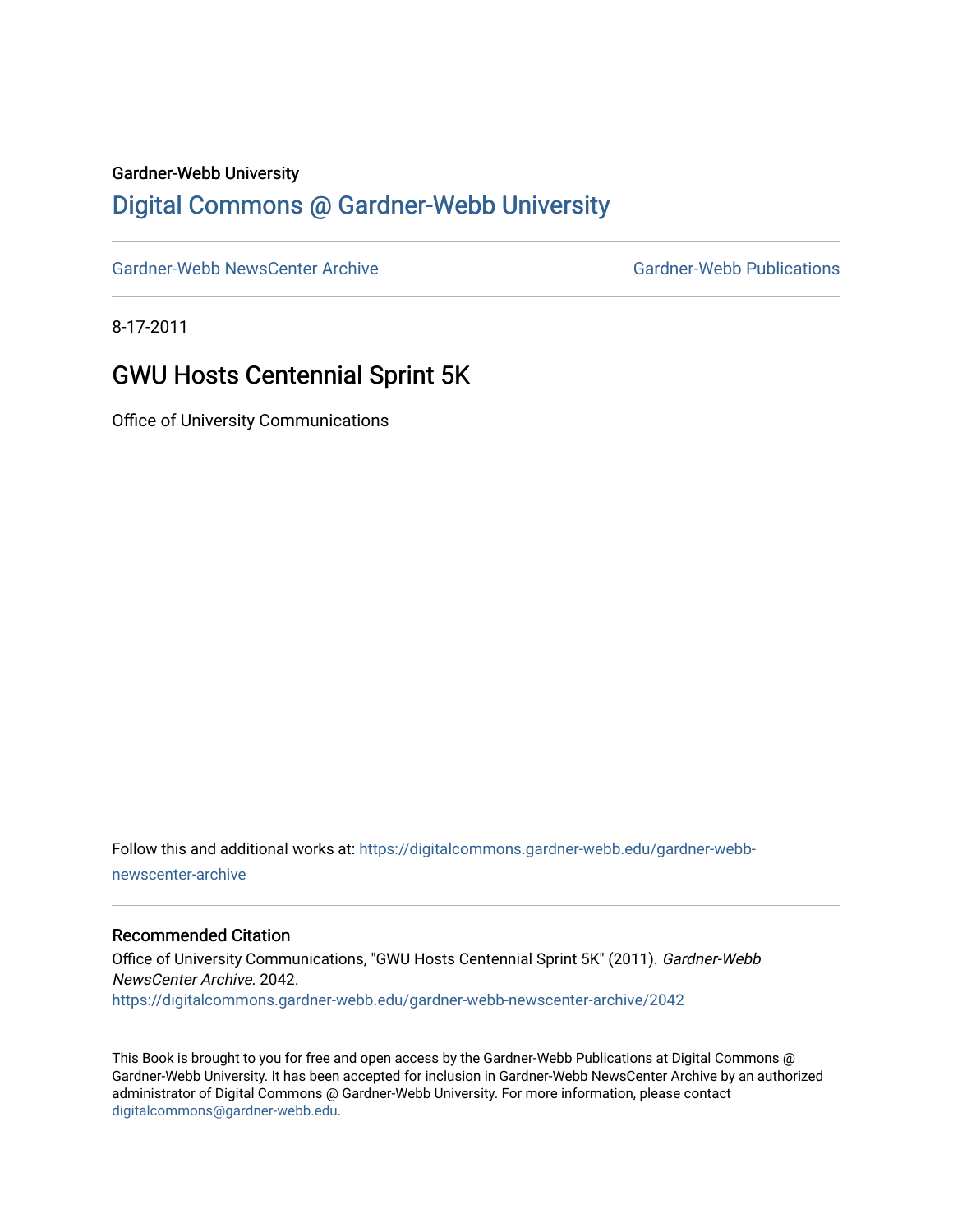Gardner-Webb University

# Digital Commons @ Gardner-Webb University

Gardner-Webb NewsCenter Archive | Gardner-Webb Publications

8-17-2011

## GWU Hosts Centennial Sprint 5K

Office of University Communications

Follow this and additional works at: https://digitalcommons.gardner-webb.edu/gardner-webb-newscenter-archive

### Recommended Citation

Office of University Communications, "GWU Hosts Centennial Sprint 5K" (2011). *Gardner-Webb NewsCenter Archive*. 2042.
https://digitalcommons.gardner-webb.edu/gardner-webb-newscenter-archive/2042

This Book is brought to you for free and open access by the Gardner-Webb Publications at Digital Commons @ Gardner-Webb University. It has been accepted for inclusion in Gardner-Webb NewsCenter Archive by an authorized administrator of Digital Commons @ Gardner-Webb University. For more information, please contact digitalcommons@gardner-webb.edu.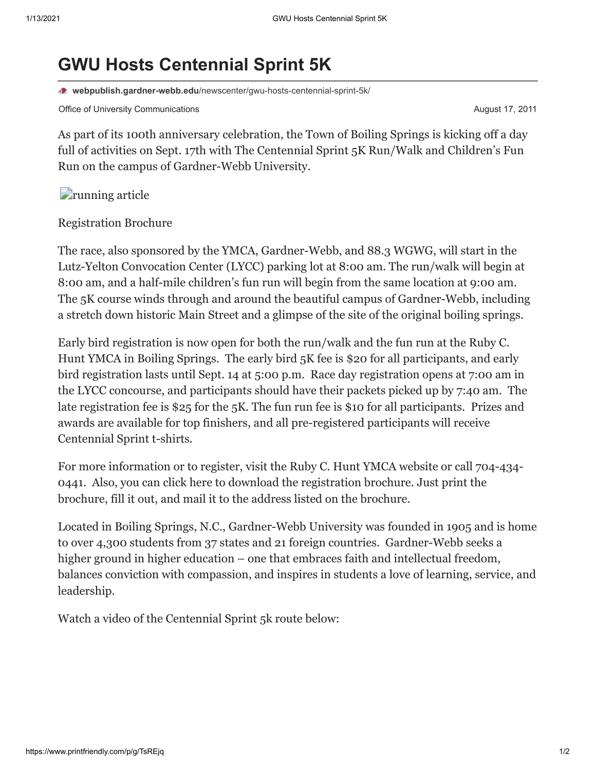# GWU Hosts Centennial Sprint 5K

webpublish.gardner-webb.edu/newscenter/gwu-hosts-centennial-sprint-5k/

Office of University Communications

August 17, 2011

As part of its 100th anniversary celebration, the Town of Boiling Springs is kicking off a day full of activities on Sept. 17th with The Centennial Sprint 5K Run/Walk and Children's Fun Run on the campus of Gardner-Webb University.

running article

Registration Brochure

The race, also sponsored by the YMCA, Gardner-Webb, and 88.3 WGWG, will start in the Lutz-Yelton Convocation Center (LYCC) parking lot at 8:00 am. The run/walk will begin at 8:00 am, and a half-mile children's fun run will begin from the same location at 9:00 am. The 5K course winds through and around the beautiful campus of Gardner-Webb, including a stretch down historic Main Street and a glimpse of the site of the original boiling springs.

Early bird registration is now open for both the run/walk and the fun run at the Ruby C. Hunt YMCA in Boiling Springs. The early bird 5K fee is $20 for all participants, and early bird registration lasts until Sept. 14 at 5:00 p.m. Race day registration opens at 7:00 am in the LYCC concourse, and participants should have their packets picked up by 7:40 am. The late registration fee is $25 for the 5K. The fun run fee is $10 for all participants. Prizes and awards are available for top finishers, and all pre-registered participants will receive Centennial Sprint t-shirts.

For more information or to register, visit the Ruby C. Hunt YMCA website or call 704-434-0441. Also, you can click here to download the registration brochure. Just print the brochure, fill it out, and mail it to the address listed on the brochure.

Located in Boiling Springs, N.C., Gardner-Webb University was founded in 1905 and is home to over 4,300 students from 37 states and 21 foreign countries. Gardner-Webb seeks a higher ground in higher education – one that embraces faith and intellectual freedom, balances conviction with compassion, and inspires in students a love of learning, service, and leadership.

Watch a video of the Centennial Sprint 5k route below: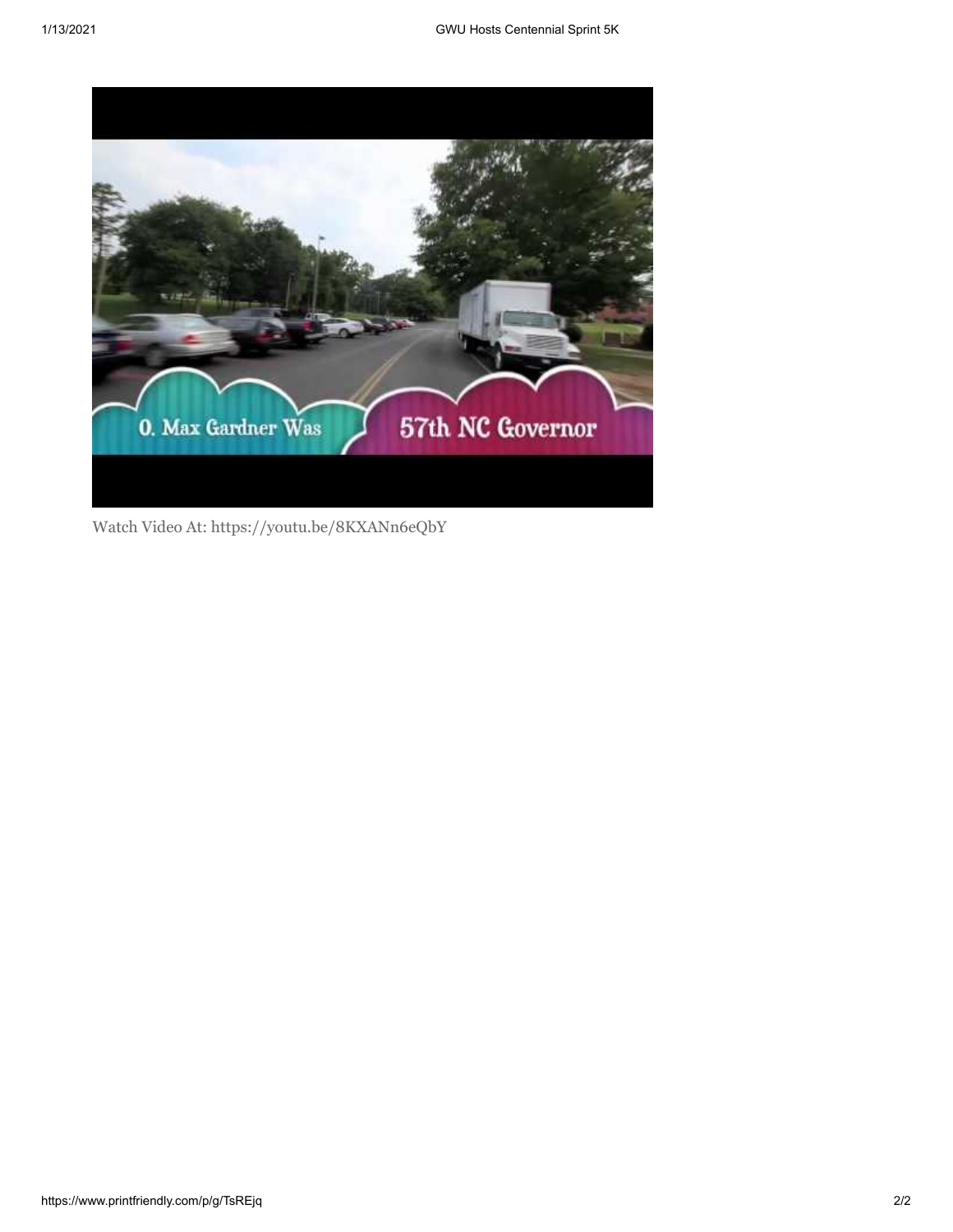Watch Video At: https://youtu.be/8KXANn6eQbY